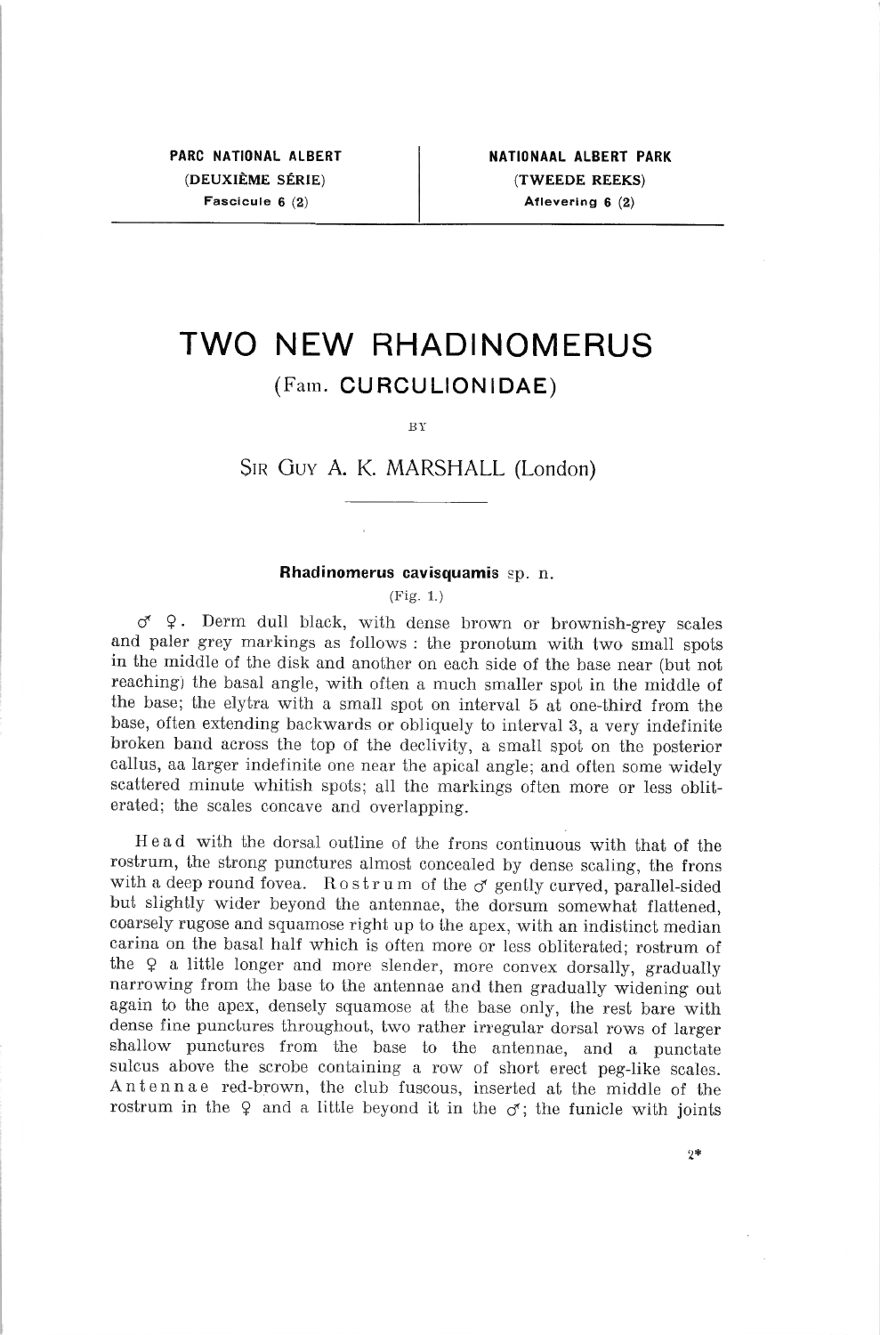PARC NATIONAL ALBERT
(DEUXIÈME SÉRIE)
Fascicule 6 (2)

NATIONAAL ALBERT PARK
(TWEEDE REEKS)
Aflevering 6 (2)

# TWO NEW RHADINOMERUS

## (Fam. CURCULIONIDAE)

BY

SIR GUY A. K. MARSHALL (London)

### Rhadinomerus cavisquamis sp. n.

(Fig. 1.)

♂ ♀. Derm dull black, with dense brown or brownish-grey scales and paler grey markings as follows : the pronotum with two small spots in the middle of the disk and another on each side of the base near (but not reaching) the basal angle, with often a much smaller spot in the middle of the base; the elytra with a small spot on interval 5 at one-third from the base, often extending backwards or obliquely to interval 3, a very indefinite broken band across the top of the declivity, a small spot on the posterior callus, aa larger indefinite one near the apical angle; and often some widely scattered minute whitish spots; all the markings often more or less obliterated; the scales concave and overlapping.

Head with the dorsal outline of the frons continuous with that of the rostrum, the strong punctures almost concealed by dense scaling, the frons with a deep round fovea. Rostrum of the ♂ gently curved, parallel-sided but slightly wider beyond the antennae, the dorsum somewhat flattened, coarsely rugose and squamose right up to the apex, with an indistinct median carina on the basal half which is often more or less obliterated; rostrum of the ♀ a little longer and more slender, more convex dorsally, gradually narrowing from the base to the antennae and then gradually widening out again to the apex, densely squamose at the base only, the rest bare with dense fine punctures throughout, two rather irregular dorsal rows of larger shallow punctures from the base to the antennae, and a punctate sulcus above the scrobe containing a row of short erect peg-like scales. Antennae red-brown, the club fuscous, inserted at the middle of the rostrum in the ♀ and a little beyond it in the ♂; the funicle with joints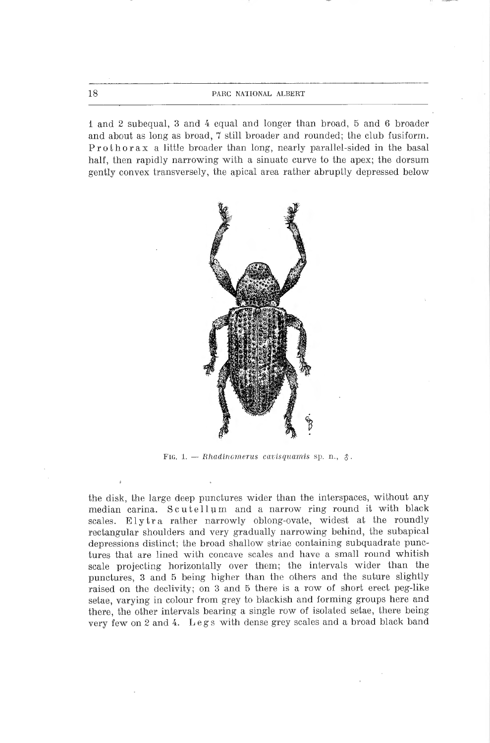1 and 2 subequal, 3 and 4 equal and longer than broad, 5 and 6 broader and about as long as broad, 7 still broader and rounded; the club fusiform. Prothorax a little broader than long, nearly parallel-sided in the basal half, then rapidly narrowing with a sinuate curve to the apex; the dorsum gently convex transversely, the apical area rather abruptly depressed below

FIG. 1. — *Rhadinomerus cavisquamis* sp. n., ♂.

the disk, the large deep punctures wider than the interspaces, without any median carina. Scutellum and a narrow ring round it with black scales. Elytra rather narrowly oblong-ovate, widest at the roundly rectangular shoulders and very gradually narrowing behind, the subapical depressions distinct; the broad shallow striae containing subquadrate punctures that are lined with concave scales and have a small round whitish scale projecting horizontally over them; the intervals wider than the punctures, 3 and 5 being higher than the others and the suture slightly raised on the declivity; on 3 and 5 there is a row of short erect peg-like setae, varying in colour from grey to blackish and forming groups here and there, the other intervals bearing a single row of isolated setae, there being very few on 2 and 4. Legs with dense grey scales and a broad black band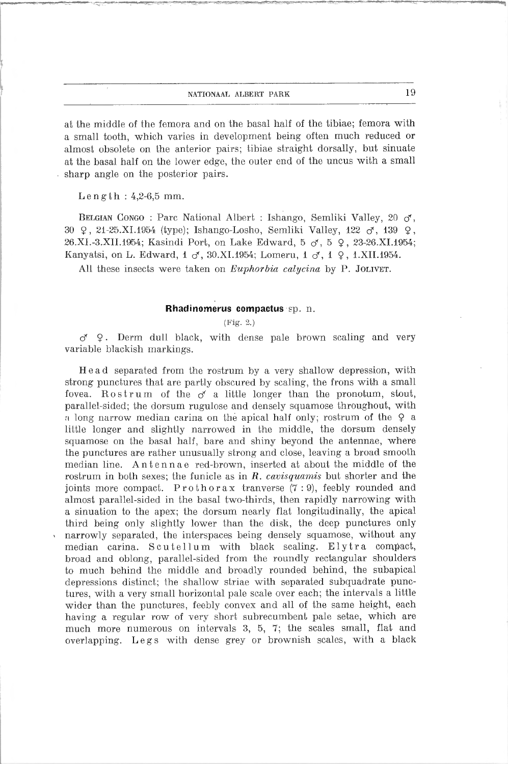at the middle of the femora and on the basal half of the tibiae; femora with a small tooth, which varies in development being often much reduced or almost obsolete on the anterior pairs; tibiae straight dorsally, but sinuate at the basal half on the lower edge, the outer end of the uncus with a small sharp angle on the posterior pairs.

Length : 4,2-6,5 mm.

BELGIAN CONGO : Parc National Albert : Ishango, Semliki Valley, 20 ♂, 30 ♀, 21-25.XI.1954 (type); Ishango-Losho, Semliki Valley, 122 ♂, 139 ♀, 26.XI.-3.XII.1954; Kasindi Port, on Lake Edward, 5 ♂, 5 ♀, 23-26.XI.1954; Kanyatsi, on L. Edward, 1 ♂, 30.XI.1954; Lomeru, 1 ♂, 1 ♀, 1.XII.1954.

All these insects were taken on *Euphorbia calycina* by P. JOLIVET.

### Rhadinomerus compactus sp. n.

(Fig. 2.)

♂ ♀. Derm dull black, with dense pale brown scaling and very variable blackish markings.

Head separated from the rostrum by a very shallow depression, with strong punctures that are partly obscured by scaling, the frons with a small fovea. Rostrum of the ♂ a little longer than the pronotum, stout, parallel-sided; the dorsum rugulose and densely squamose throughout, with a long narrow median carina on the apical half only; rostrum of the ♀ a little longer and slightly narrowed in the middle, the dorsum densely squamose on the basal half, bare and shiny beyond the antennae, where the punctures are rather unusually strong and close, leaving a broad smooth median line. Antennae red-brown, inserted at about the middle of the rostrum in both sexes; the funicle as in *R. cavisquamis* but shorter and the joints more compact. Prothorax tranverse (7 : 9), feebly rounded and almost parallel-sided in the basal two-thirds, then rapidly narrowing with a sinuation to the apex; the dorsum nearly flat longitudinally, the apical third being only slightly lower than the disk, the deep punctures only narrowly separated, the interspaces being densely squamose, without any median carina. Scutellum with black scaling. Elytra compact, broad and oblong, parallel-sided from the roundly rectangular shoulders to much behind the middle and broadly rounded behind, the subapical depressions distinct; the shallow striae with separated subquadrate punctures, with a very small horizontal pale scale over each; the intervals a little wider than the punctures, feebly convex and all of the same height, each having a regular row of very short subrecumbent pale setae, which are much more numerous on intervals 3, 5, 7; the scales small, flat and overlapping. Legs with dense grey or brownish scales, with a black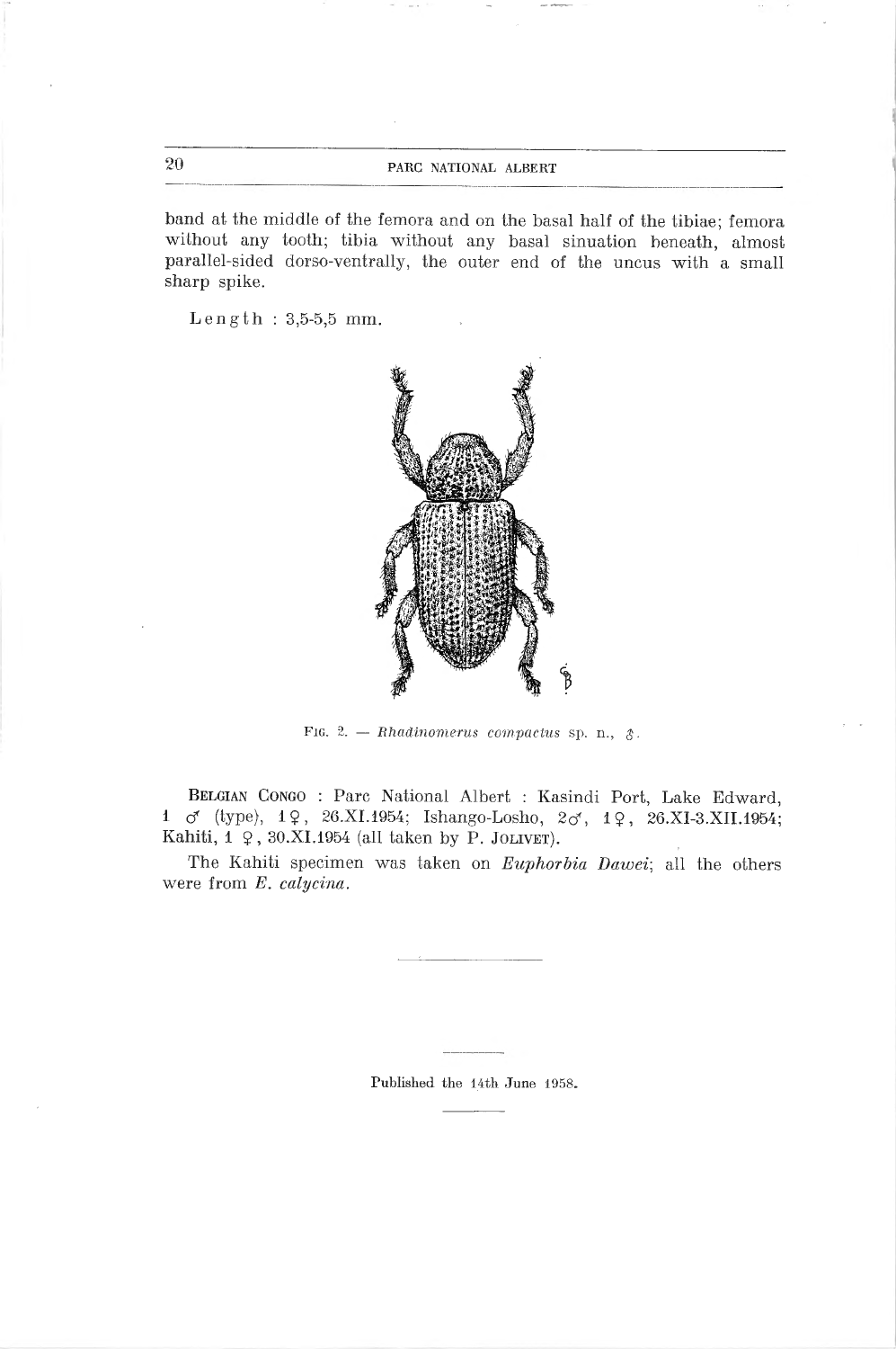band at the middle of the femora and on the basal half of the tibiae; femora without any tooth; tibia without any basal sinuation beneath, almost parallel-sided dorso-ventrally, the outer end of the uncus with a small sharp spike.

L e n g t h : 3,5-5,5 mm.

FIG. 2. — *Rhadinomerus compactus* sp. n., ♂.

BELGIAN CONGO : Parc National Albert : Kasindi Port, Lake Edward, 1 ♂ (type), 1 ♀, 26.XI.1954; Ishango-Losho, 2♂, 1♀, 26.XI-3.XII.1954; Kahiti, 1 ♀, 30.XI.1954 (all taken by P. JOLIVET).

The Kahiti specimen was taken on *Euphorbia Dawei*; all the others were from *E. calycina*.

Published the 14th June 1958.